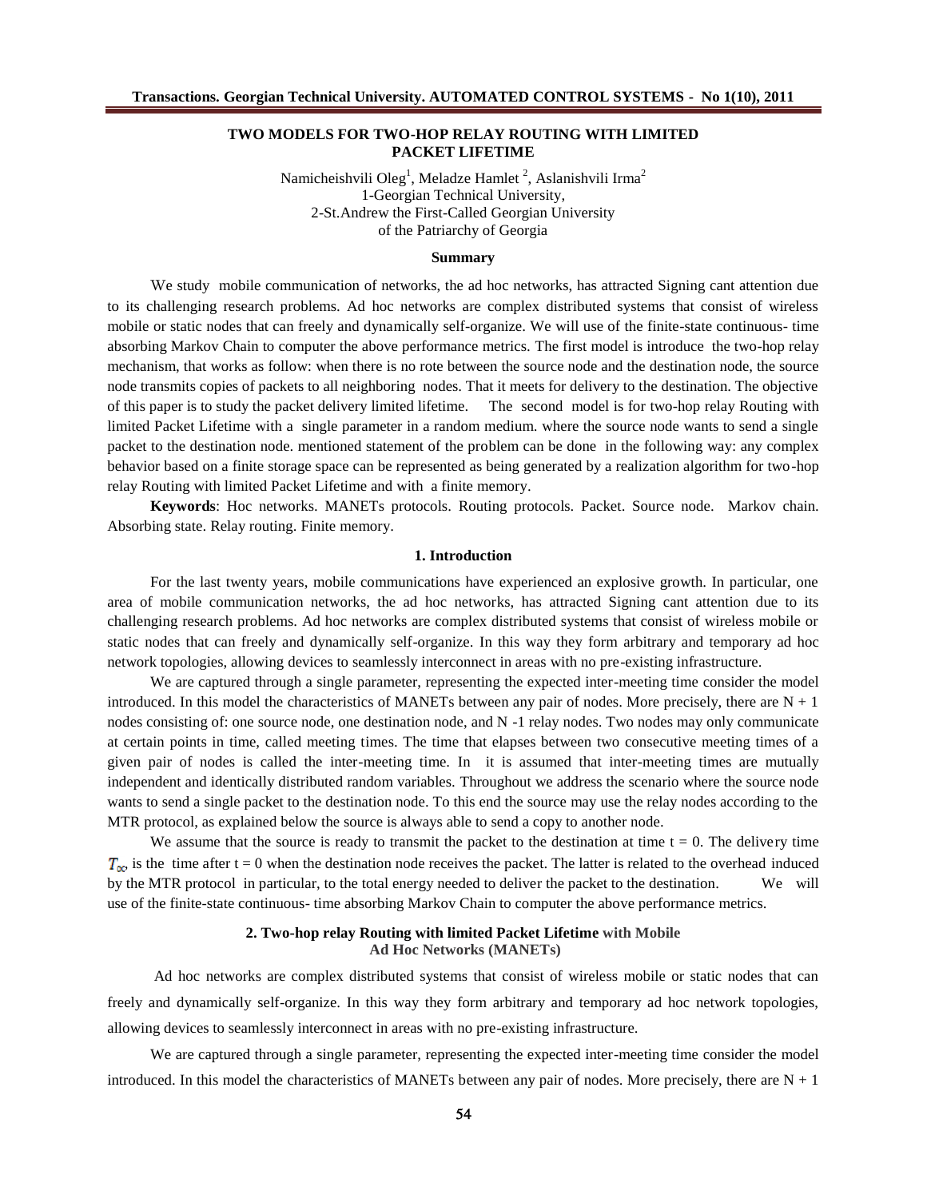# TWO MODELS FOR TWO-HOP RELAY ROUTING WITH LIMITED PACKET LIFETIME

Namicheishvili Oleg[1], Meladze Hamlet [2], Aslanishvili Irma[2]
1-Georgian Technical University,
2-St.Andrew the First-Called Georgian University
of the Patriarchy of Georgia

### Summary

We study mobile communication of networks, the ad hoc networks, has attracted Signing cant attention due to its challenging research problems. Ad hoc networks are complex distributed systems that consist of wireless mobile or static nodes that can freely and dynamically self-organize. We will use of the finite-state continuous- time absorbing Markov Chain to computer the above performance metrics. The first model is introduce the two-hop relay mechanism, that works as follow: when there is no rote between the source node and the destination node, the source node transmits copies of packets to all neighboring nodes. That it meets for delivery to the destination. The objective of this paper is to study the packet delivery limited lifetime. The second model is for two-hop relay Routing with limited Packet Lifetime with a single parameter in a random medium. where the source node wants to send a single packet to the destination node. mentioned statement of the problem can be done in the following way: any complex behavior based on a finite storage space can be represented as being generated by a realization algorithm for two-hop relay Routing with limited Packet Lifetime and with a finite memory.

**Keywords**: Hoc networks. MANETs protocols. Routing protocols. Packet. Source node. Markov chain. Absorbing state. Relay routing. Finite memory.

## 1. Introduction

For the last twenty years, mobile communications have experienced an explosive growth. In particular, one area of mobile communication networks, the ad hoc networks, has attracted Signing cant attention due to its challenging research problems. Ad hoc networks are complex distributed systems that consist of wireless mobile or static nodes that can freely and dynamically self-organize. In this way they form arbitrary and temporary ad hoc network topologies, allowing devices to seamlessly interconnect in areas with no pre-existing infrastructure.

We are captured through a single parameter, representing the expected inter-meeting time consider the model introduced. In this model the characteristics of MANETs between any pair of nodes. More precisely, there are N + 1 nodes consisting of: one source node, one destination node, and N -1 relay nodes. Two nodes may only communicate at certain points in time, called meeting times. The time that elapses between two consecutive meeting times of a given pair of nodes is called the inter-meeting time. In it is assumed that inter-meeting times are mutually independent and identically distributed random variables. Throughout we address the scenario where the source node wants to send a single packet to the destination node. To this end the source may use the relay nodes according to the MTR protocol, as explained below the source is always able to send a copy to another node.

We assume that the source is ready to transmit the packet to the destination at time t = 0. The delivery time $T_{\infty}$, is the time after t = 0 when the destination node receives the packet. The latter is related to the overhead induced by the MTR protocol in particular, to the total energy needed to deliver the packet to the destination. We will use of the finite-state continuous- time absorbing Markov Chain to computer the above performance metrics.

## 2. Two-hop relay Routing with limited Packet Lifetime with Mobile Ad Hoc Networks (MANETs)

Ad hoc networks are complex distributed systems that consist of wireless mobile or static nodes that can freely and dynamically self-organize. In this way they form arbitrary and temporary ad hoc network topologies, allowing devices to seamlessly interconnect in areas with no pre-existing infrastructure.

We are captured through a single parameter, representing the expected inter-meeting time consider the model introduced. In this model the characteristics of MANETs between any pair of nodes. More precisely, there are N + 1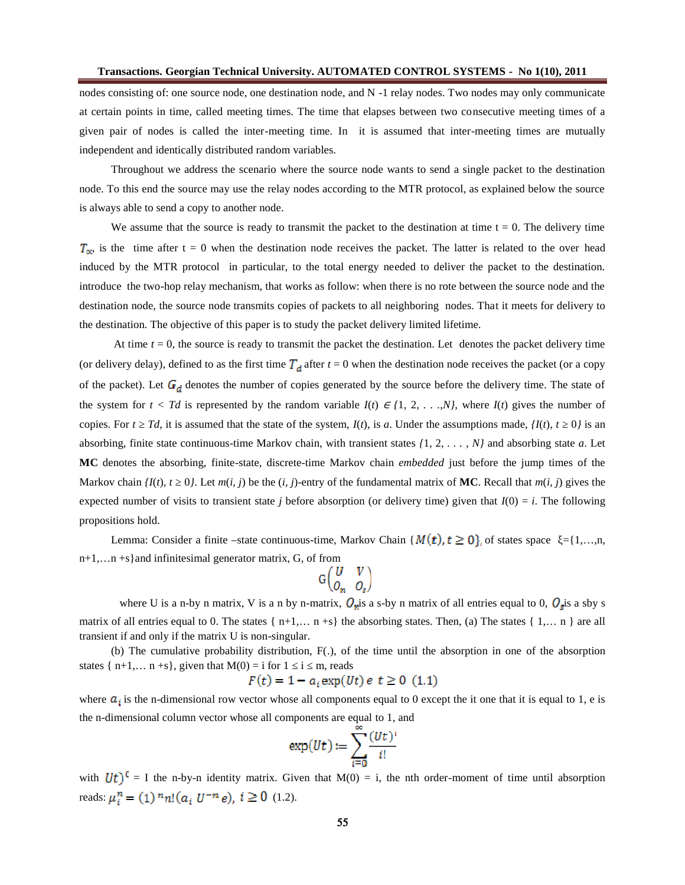nodes consisting of: one source node, one destination node, and N -1 relay nodes. Two nodes may only communicate at certain points in time, called meeting times. The time that elapses between two consecutive meeting times of a given pair of nodes is called the inter-meeting time. In it is assumed that inter-meeting times are mutually independent and identically distributed random variables.

Throughout we address the scenario where the source node wants to send a single packet to the destination node. To this end the source may use the relay nodes according to the MTR protocol, as explained below the source is always able to send a copy to another node.

We assume that the source is ready to transmit the packet to the destination at time t = 0. The delivery time $T_{\infty}$ is the time after t = 0 when the destination node receives the packet. The latter is related to the over head induced by the MTR protocol in particular, to the total energy needed to deliver the packet to the destination. introduce the two-hop relay mechanism, that works as follow: when there is no rote between the source node and the destination node, the source node transmits copies of packets to all neighboring nodes. That it meets for delivery to the destination. The objective of this paper is to study the packet delivery limited lifetime.

At time $t = 0$, the source is ready to transmit the packet the destination. Let denotes the packet delivery time (or delivery delay), defined to as the first time $T_d$ after $t = 0$ when the destination node receives the packet (or a copy of the packet). Let $G_d$ denotes the number of copies generated by the source before the delivery time. The state of the system for $t < Td$ is represented by the random variable $I(t) \in \{1, 2, . . ., N\}$, where $I(t)$ gives the number of copies. For $t \geq Td$, it is assumed that the state of the system, $I(t)$, is $a$. Under the assumptions made, $\{I(t), t \geq 0\}$ is an absorbing, finite state continuous-time Markov chain, with transient states $\{1, 2, . . . , N\}$ and absorbing state $a$. Let **MC** denotes the absorbing, finite-state, discrete-time Markov chain *embedded* just before the jump times of the Markov chain $\{I(t), t \geq 0\}$. Let $m(i, j)$ be the $(i, j)$-entry of the fundamental matrix of **MC**. Recall that $m(i, j)$ gives the expected number of visits to transient state $j$ before absorption (or delivery time) given that $I(0) = i$. The following propositions hold.

Lemma: Consider a finite –state continuous-time, Markov Chain $\{M(t), t \geq 0\}$, of states space $\xi=\{1,\ldots,n, n+1,\ldots n+s\}$ and infinitesimal generator matrix, G, of from

$$G\begin{pmatrix} U & V \\ O_n & O_s \end{pmatrix}$$

where U is a n-by n matrix, V is a n by n-matrix, $O_n$ is a s-by n matrix of all entries equal to 0, $O_s$ is a sby s matrix of all entries equal to 0. The states { n+1,… n +s} the absorbing states. Then, (a) The states { 1,… n } are all transient if and only if the matrix U is non-singular.

(b) The cumulative probability distribution, F(.), of the time until the absorption in one of the absorption states { n+1,… n +s}, given that M(0) = i for $1 \leq i \leq m$, reads

$$F(t) = 1 - a_i \exp(Ut)\, e \quad t \geq 0 \quad (1.1)$$

where $a_i$ is the n-dimensional row vector whose all components equal to 0 except the it one that it is equal to 1, e is the n-dimensional column vector whose all components are equal to 1, and

$$\exp(Ut) := \sum_{i=0}^{\infty} \frac{(Ut)^i}{i!}$$

with $Ut)^c$ = I the n-by-n identity matrix. Given that M(0) = i, the nth order-moment of time until absorption reads: $\mu_i^n = (1)^n n! (a_i\ U^{-n} e),\ i \geq 0$ (1.2).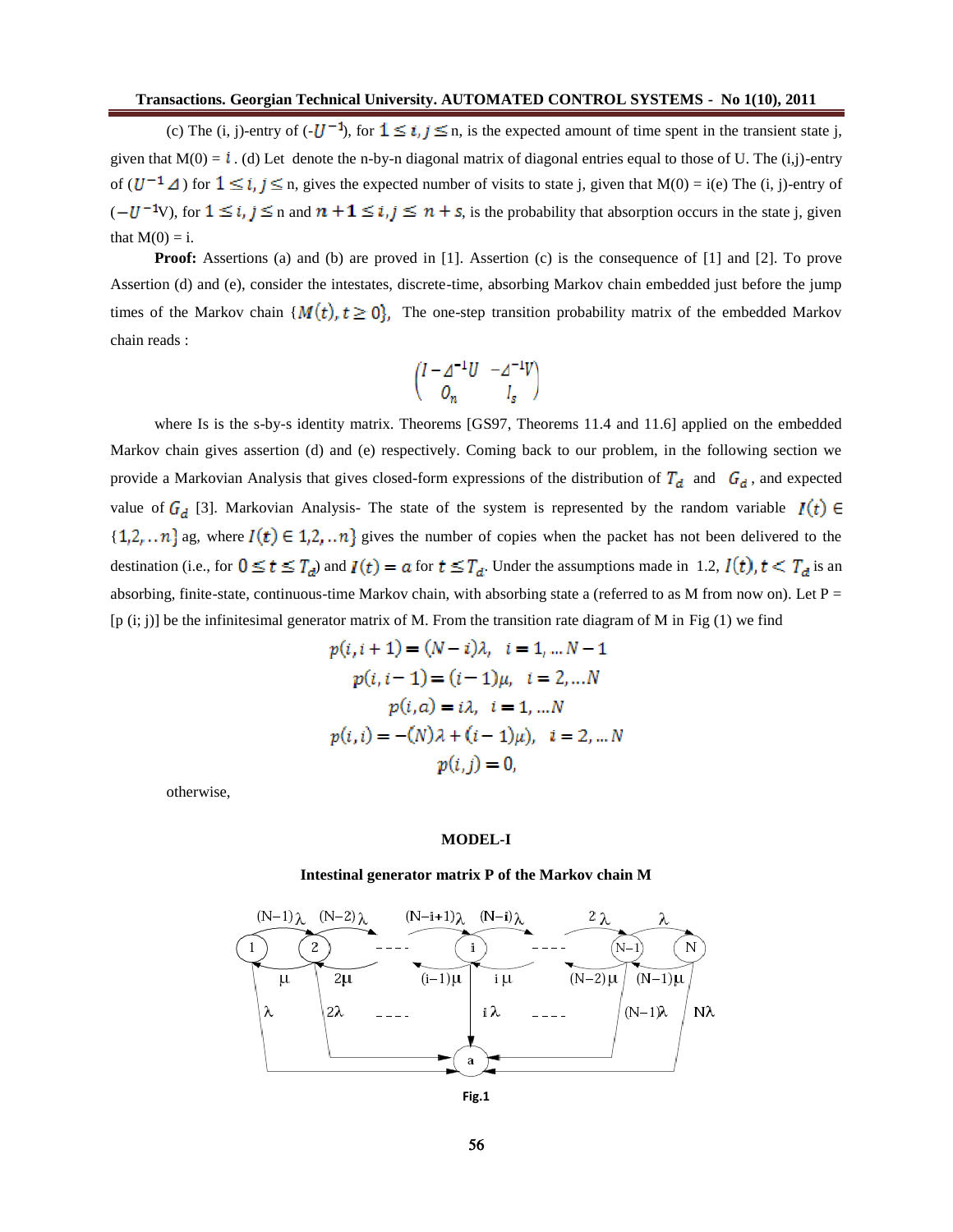(c) The (i, j)-entry of ($-U^{-1}$), for $1 \leq i, j \leq$ n, is the expected amount of time spent in the transient state j, given that M(0) = $i$ . (d) Let denote the n-by-n diagonal matrix of diagonal entries equal to those of U. The (i,j)-entry of ($U^{-1}\Delta$) for $1 \leq i, j \leq$ n, gives the expected number of visits to state j, given that M(0) = i(e) The (i, j)-entry of ($-U^{-1}$V), for $1 \leq i, j \leq$ n and $n+1 \leq i, j \leq n+s$, is the probability that absorption occurs in the state j, given that M(0) = i.

**Proof:** Assertions (a) and (b) are proved in [1]. Assertion (c) is the consequence of [1] and [2]. To prove Assertion (d) and (e), consider the intestates, discrete-time, absorbing Markov chain embedded just before the jump times of the Markov chain $\{M(t), t \geq 0\}$, The one-step transition probability matrix of the embedded Markov chain reads :

$$\begin{pmatrix} I - \Delta^{-1}U & -\Delta^{-1}V \\ 0_n & I_s \end{pmatrix}$$

where Is is the s-by-s identity matrix. Theorems [GS97, Theorems 11.4 and 11.6] applied on the embedded Markov chain gives assertion (d) and (e) respectively. Coming back to our problem, in the following section we provide a Markovian Analysis that gives closed-form expressions of the distribution of $T_d$ and $G_d$, and expected value of $G_d$ [3]. Markovian Analysis- The state of the system is represented by the random variable $I(t) \in \{1,2,..n\}$ ag, where $I(t) \in 1,2,..n\}$ gives the number of copies when the packet has not been delivered to the destination (i.e., for $0 \leq t \leq T_d$) and $I(t) = a$ for $t \leq T_d$. Under the assumptions made in 1.2, $I(t), t < T_d$ is an absorbing, finite-state, continuous-time Markov chain, with absorbing state a (referred to as M from now on). Let P = [p (i; j)] be the infinitesimal generator matrix of M. From the transition rate diagram of M in Fig (1) we find

$$p(i, i+1) = (N-i)\lambda, \quad i = 1, \dots N-1$$

$$p(i, i-1) = (i-1)\mu, \quad i = 2, \dots N$$

$$p(i, a) = i\lambda, \quad i = 1, \dots N$$

$$p(i, i) = -(N)\lambda + (i-1)\mu), \quad i = 2, \dots N$$

$$p(i, j) = 0,$$

otherwise,

**MODEL-I**

**Intestinal generator matrix P of the Markov chain M**

Fig.1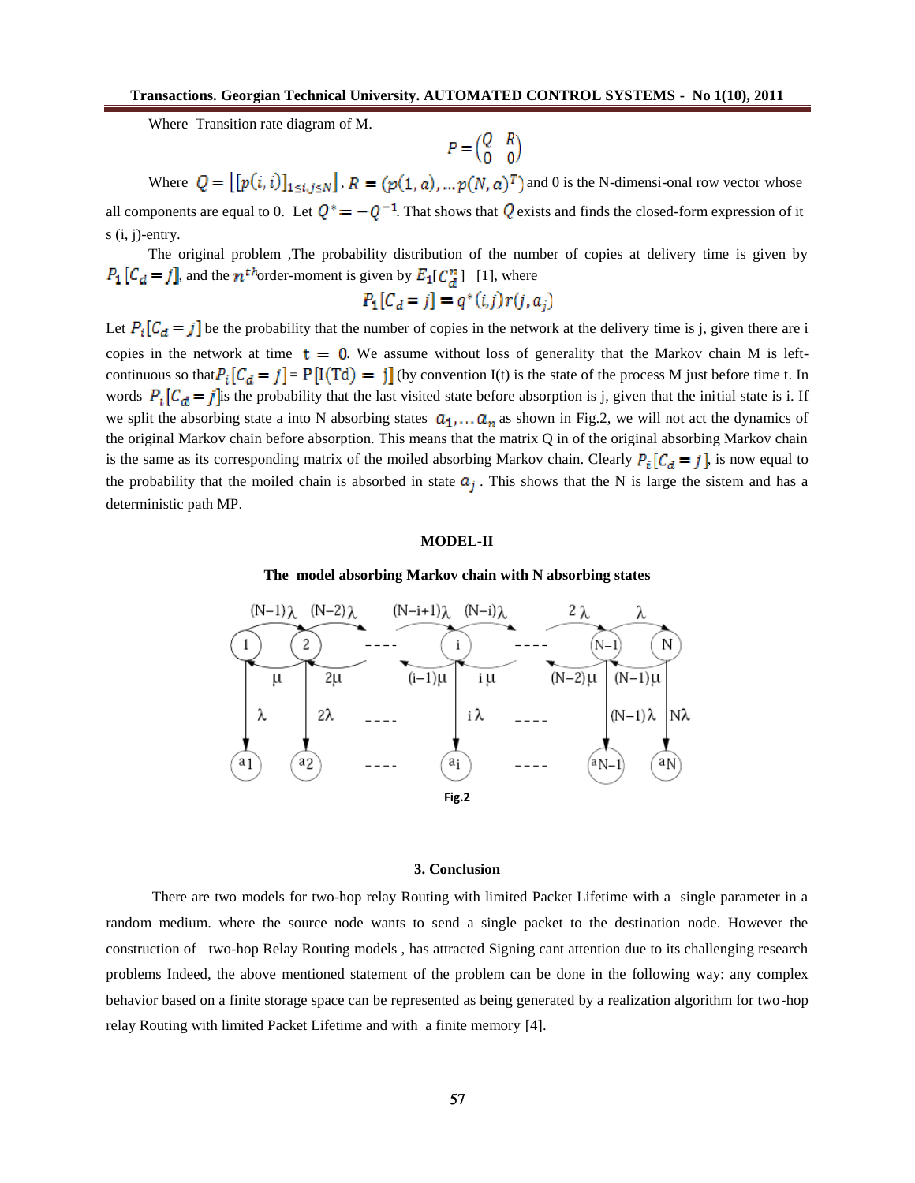Where Transition rate diagram of M.

$$P = \begin{pmatrix} Q & R \\ 0 & 0 \end{pmatrix}$$

Where $Q = \left[ [p(i,i)]_{1 \le i,j \le N} \right]$, $R = (p(1,a), \ldots p(N,a)^T)$ and 0 is the N-dimensi-onal row vector whose all components are equal to 0. Let $Q^* = -Q^{-1}$. That shows that $Q$ exists and finds the closed-form expression of it s (i, j)-entry.

The original problem ,The probability distribution of the number of copies at delivery time is given by $P_1[C_d = j]$, and the $n^{th}$order-moment is given by $E_1[C_d^n]$ [1], where

$$P_1[C_d = j] = q^*(i,j)r(j,a_j)$$

Let $P_i[C_d = j]$ be the probability that the number of copies in the network at the delivery time is j, given there are i copies in the network at time $t = 0$. We assume without loss of generality that the Markov chain M is left-continuous so that $P_i[C_d = j] = P[I(Td) = j]$ (by convention I(t) is the state of the process M just before time t. In words $P_i[C_d = j]$is the probability that the last visited state before absorption is j, given that the initial state is i. If we split the absorbing state a into N absorbing states $a_1, \ldots a_n$ as shown in Fig.2, we will not act the dynamics of the original Markov chain before absorption. This means that the matrix Q in of the original absorbing Markov chain is the same as its corresponding matrix of the moiled absorbing Markov chain. Clearly $P_i[C_d = j]$, is now equal to the probability that the moiled chain is absorbed in state $a_j$ . This shows that the N is large the sistem and has a deterministic path MP.

**MODEL-II**

**The model absorbing Markov chain with N absorbing states**

Fig.2

### 3. Conclusion

There are two models for two-hop relay Routing with limited Packet Lifetime with a single parameter in a random medium. where the source node wants to send a single packet to the destination node. However the construction of two-hop Relay Routing models , has attracted Signing cant attention due to its challenging research problems Indeed, the above mentioned statement of the problem can be done in the following way: any complex behavior based on a finite storage space can be represented as being generated by a realization algorithm for two-hop relay Routing with limited Packet Lifetime and with a finite memory [4].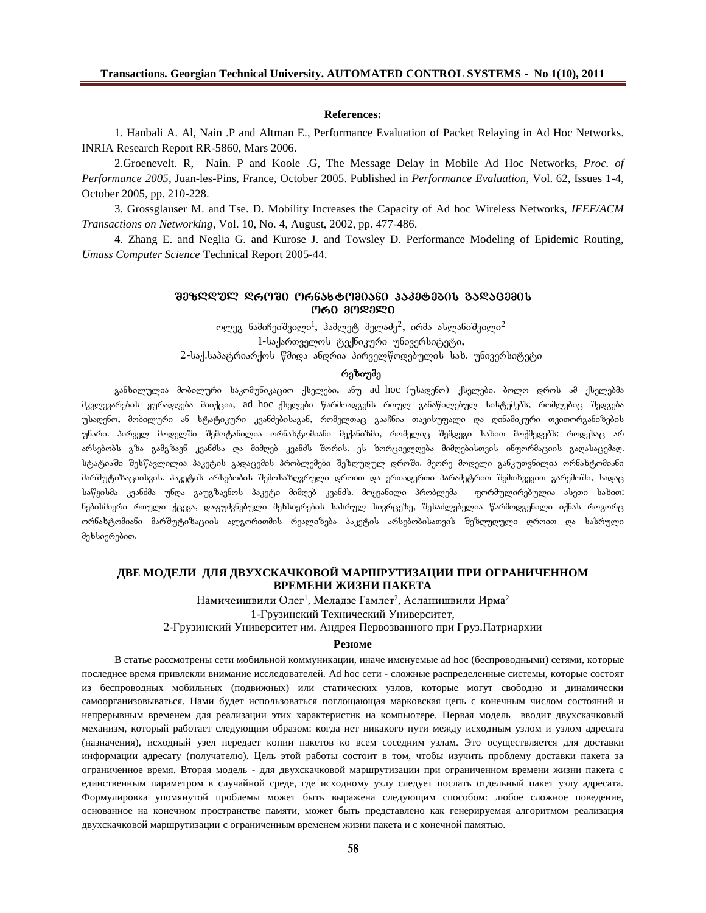**References:**

1. Hanbali A. Al, Nain .P and Altman E., Performance Evaluation of Packet Relaying in Ad Hoc Networks. INRIA Research Report RR-5860, Mars 2006.

2.Groenevelt. R, Nain. P and Koole .G, The Message Delay in Mobile Ad Hoc Networks, *Proc. of Performance 2005*, Juan-les-Pins, France, October 2005. Published in *Performance Evaluation*, Vol. 62, Issues 1-4, October 2005, pp. 210-228.

3. Grossglauser M. and Tse. D. Mobility Increases the Capacity of Ad hoc Wireless Networks, *IEEE/ACM Transactions on Networking*, Vol. 10, No. 4, August, 2002, pp. 477-486.

4. Zhang E. and Neglia G. and Kurose J. and Towsley D. Performance Modeling of Epidemic Routing, *Umass Computer Science* Technical Report 2005-44.

## შეზღუდულ დროში ორნახტომიანი პაკეტების გადაცემის ორი მოდელი

ოლეგ ნამიჩეიშვილი[1], ჰამლეტ მელაძე[2], ირმა ასლანიშვილი[2]

1-საქართველოს ტექნიკური უნივერსიტეტი,

2-საქ.საპატრიარქოს წმიდა ანდრია პირველწოდებულის სახ. უნივერსიტეტი

**რეზიუმე**

განხილულია მობილური საკომუნიკაციო ქსელები, ანუ ad hoc (უსადენო) ქსელები. ბოლო დროს ამ ქსელებმა მკვლევარების ყურადღება მიიქცია, ad hoc ქსელები წარმოადგენს რთულ განაწილებულ სისტემებს, რომლებიც შედგება უსადენო, მობილური ან სტატიკური კვანძებისაგან, რომელთაც გააჩნია თავისუფალი და დინამიკური თვითორგანიზების უნარი. პირველ მოდელში შემოტანილია ორნახტომიანი მექანიზმი, რომელიც შემდეგი სახით მოქმედებს: როდესაც არ არსებობს გზა გამგზავნ კვანძსა და მიმღებ კვანძს შორის. ეს ხორციელდება მიმღებისთვის ინფორმაციის გადასაცემად. სტატიაში შესწავლილია პაკეტის გადაცემის პრობლემები შეზღუდულ დროში. მეორე მოდელი განკუთვნილია ორნახტომიანი მარშუტიზაციისვის. პაკეტის არსებობის შემოსაზღვრული დროით და ერთადერთი პარამეტრით შემთხვევით გარემოში, სადაც საწყისმა კვანძმა უნდა გაუგზავნოს პაკეტი მიმღებ კვანძს. მოყვანილი პრობლემა ფორმულირებულია ასეთი სახით: ნებისმიერი რთული ქცევა, დაფუძნებული მეხსიერების სასრულ სივრცეზე, შესაძლებელია წარმოდგენილი იქნას როგორც ორნახტომიანი მარშუტიზაციის ალგორითმის რეალიზება პაკეტის არსებობისათვის შეზღუდული დროით და სასრული მეხსიერებით.

## ДВЕ МОДЕЛИ ДЛЯ ДВУХСКАЧКОВОЙ МАРШРУТИЗАЦИИ ПРИ ОГРАНИЧЕННОМ ВРЕМЕНИ ЖИЗНИ ПАКЕТА

Намичеишвили Олег[1], Меладзе Гамлет[2], Асланишвили Ирма[2]

1-Грузинский Технический Университет,

2-Грузинский Университет им. Андрея Первозванного при Груз.Патриархии

**Резюме**

В статье рассмотрены сети мобильной коммуникации, иначе именуемые ad hoc (беспроводными) сетями, которые последнее время привлекли внимание исследователей. Ad hoc сети - сложные распределенные системы, которые состоят из беспроводных мобильных (подвижных) или статических узлов, которые могут свободно и динамически самоорганизовываться. Нами будет использоваться поглощающая марковская цепь с конечным числом состояний и непрерывным временем для реализации этих характеристик на компьютере. Первая модель вводит двухскачковый механизм, который работает следующим образом: когда нет никакого пути между исходным узлом и узлом адресата (назначения), исходный узел передает копии пакетов ко всем соседним узлам. Это осуществляется для доставки информации адресату (получателю). Цель этой работы состоит в том, чтобы изучить проблему доставки пакета за ограниченное время. Вторая модель - для двухскачковой маршрутизации при ограниченном времени жизни пакета с единственным параметром в случайной среде, где исходному узлу следует послать отдельный пакет узлу адресата. Формулировка упомянутой проблемы может быть выражена следующим способом: любое сложное поведение, основанное на конечном пространстве памяти, может быть представлено как генерируемая алгоритмом реализация двухскачковой маршрутизации с ограниченным временем жизни пакета и с конечной памятью.